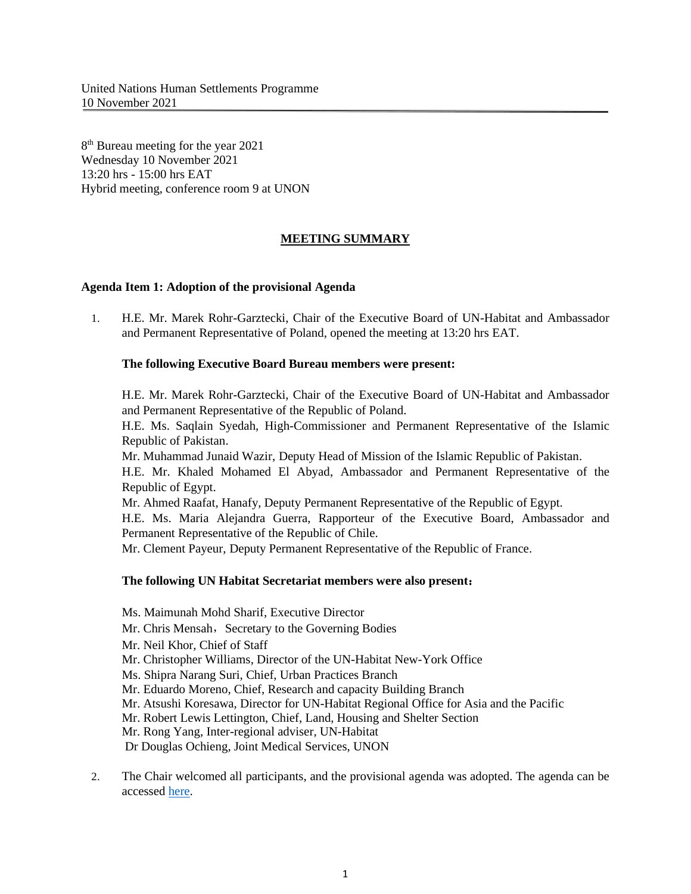United Nations Human Settlements Programme
10 November 2021

8th Bureau meeting for the year 2021
Wednesday 10 November 2021
13:20 hrs - 15:00 hrs EAT
Hybrid meeting, conference room 9 at UNON

## MEETING SUMMARY

**Agenda Item 1: Adoption of the provisional Agenda**

1. H.E. Mr. Marek Rohr-Garztecki, Chair of the Executive Board of UN-Habitat and Ambassador and Permanent Representative of Poland, opened the meeting at 13:20 hrs EAT.

   **The following Executive Board Bureau members were present:**

   H.E. Mr. Marek Rohr-Garztecki, Chair of the Executive Board of UN-Habitat and Ambassador and Permanent Representative of the Republic of Poland.
   H.E. Ms. Saqlain Syedah, High-Commissioner and Permanent Representative of the Islamic Republic of Pakistan.
   Mr. Muhammad Junaid Wazir, Deputy Head of Mission of the Islamic Republic of Pakistan.
   H.E. Mr. Khaled Mohamed El Abyad, Ambassador and Permanent Representative of the Republic of Egypt.
   Mr. Ahmed Raafat, Hanafy, Deputy Permanent Representative of the Republic of Egypt.
   H.E. Ms. Maria Alejandra Guerra, Rapporteur of the Executive Board, Ambassador and Permanent Representative of the Republic of Chile.
   Mr. Clement Payeur, Deputy Permanent Representative of the Republic of France.

   **The following UN Habitat Secretariat members were also present：**

   Ms. Maimunah Mohd Sharif, Executive Director
   Mr. Chris Mensah，Secretary to the Governing Bodies
   Mr. Neil Khor, Chief of Staff
   Mr. Christopher Williams, Director of the UN-Habitat New-York Office
   Ms. Shipra Narang Suri, Chief, Urban Practices Branch
   Mr. Eduardo Moreno, Chief, Research and capacity Building Branch
   Mr. Atsushi Koresawa, Director for UN-Habitat Regional Office for Asia and the Pacific
   Mr. Robert Lewis Lettington, Chief, Land, Housing and Shelter Section
   Mr. Rong Yang, Inter-regional adviser, UN-Habitat
   Dr Douglas Ochieng, Joint Medical Services, UNON

2. The Chair welcomed all participants, and the provisional agenda was adopted. The agenda can be accessed here.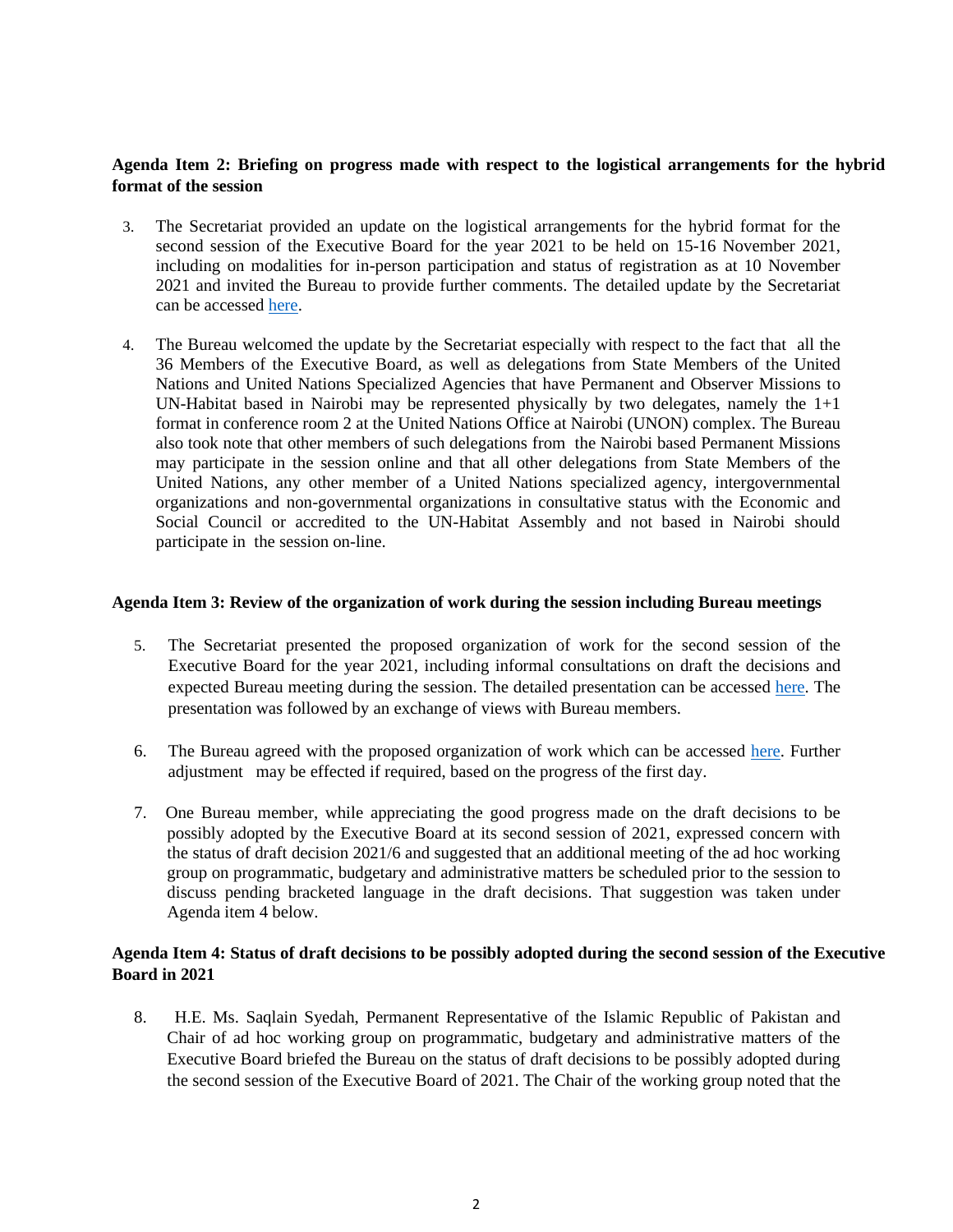**Agenda Item 2: Briefing on progress made with respect to the logistical arrangements for the hybrid format of the session**

3. The Secretariat provided an update on the logistical arrangements for the hybrid format for the second session of the Executive Board for the year 2021 to be held on 15-16 November 2021, including on modalities for in-person participation and status of registration as at 10 November 2021 and invited the Bureau to provide further comments. The detailed update by the Secretariat can be accessed here.

4. The Bureau welcomed the update by the Secretariat especially with respect to the fact that all the 36 Members of the Executive Board, as well as delegations from State Members of the United Nations and United Nations Specialized Agencies that have Permanent and Observer Missions to UN-Habitat based in Nairobi may be represented physically by two delegates, namely the 1+1 format in conference room 2 at the United Nations Office at Nairobi (UNON) complex. The Bureau also took note that other members of such delegations from the Nairobi based Permanent Missions may participate in the session online and that all other delegations from State Members of the United Nations, any other member of a United Nations specialized agency, intergovernmental organizations and non-governmental organizations in consultative status with the Economic and Social Council or accredited to the UN-Habitat Assembly and not based in Nairobi should participate in the session on-line.

**Agenda Item 3: Review of the organization of work during the session including Bureau meetings**

5. The Secretariat presented the proposed organization of work for the second session of the Executive Board for the year 2021, including informal consultations on draft the decisions and expected Bureau meeting during the session. The detailed presentation can be accessed here. The presentation was followed by an exchange of views with Bureau members.

6. The Bureau agreed with the proposed organization of work which can be accessed here. Further adjustment may be effected if required, based on the progress of the first day.

7. One Bureau member, while appreciating the good progress made on the draft decisions to be possibly adopted by the Executive Board at its second session of 2021, expressed concern with the status of draft decision 2021/6 and suggested that an additional meeting of the ad hoc working group on programmatic, budgetary and administrative matters be scheduled prior to the session to discuss pending bracketed language in the draft decisions. That suggestion was taken under Agenda item 4 below.

**Agenda Item 4: Status of draft decisions to be possibly adopted during the second session of the Executive Board in 2021**

8. H.E. Ms. Saqlain Syedah, Permanent Representative of the Islamic Republic of Pakistan and Chair of ad hoc working group on programmatic, budgetary and administrative matters of the Executive Board briefed the Bureau on the status of draft decisions to be possibly adopted during the second session of the Executive Board of 2021. The Chair of the working group noted that the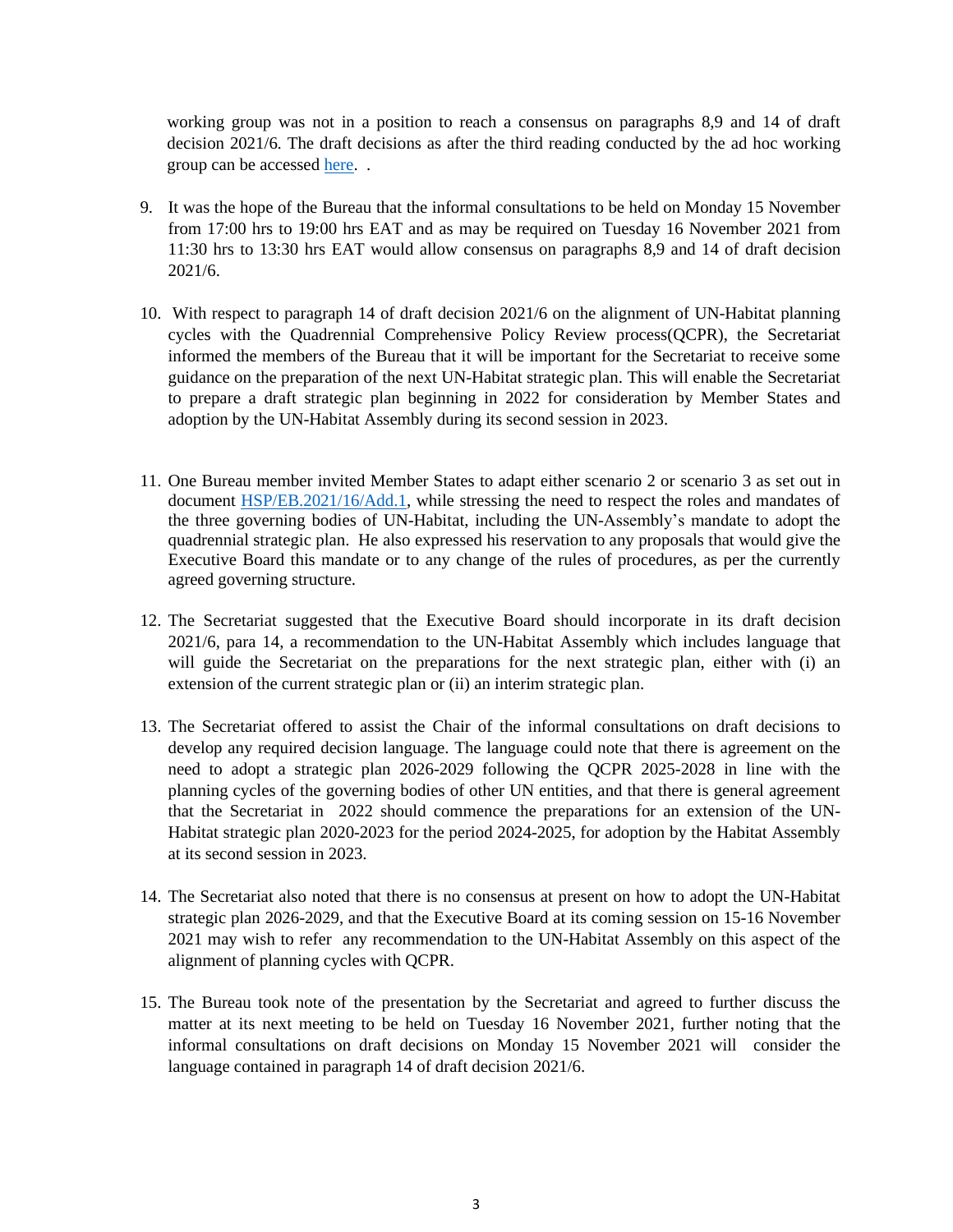working group was not in a position to reach a consensus on paragraphs 8,9 and 14 of draft decision 2021/6. The draft decisions as after the third reading conducted by the ad hoc working group can be accessed [here](). .

9. It was the hope of the Bureau that the informal consultations to be held on Monday 15 November from 17:00 hrs to 19:00 hrs EAT and as may be required on Tuesday 16 November 2021 from 11:30 hrs to 13:30 hrs EAT would allow consensus on paragraphs 8,9 and 14 of draft decision 2021/6.

10. With respect to paragraph 14 of draft decision 2021/6 on the alignment of UN-Habitat planning cycles with the Quadrennial Comprehensive Policy Review process(QCPR), the Secretariat informed the members of the Bureau that it will be important for the Secretariat to receive some guidance on the preparation of the next UN-Habitat strategic plan. This will enable the Secretariat to prepare a draft strategic plan beginning in 2022 for consideration by Member States and adoption by the UN-Habitat Assembly during its second session in 2023.

11. One Bureau member invited Member States to adapt either scenario 2 or scenario 3 as set out in document [HSP/EB.2021/16/Add.1](), while stressing the need to respect the roles and mandates of the three governing bodies of UN-Habitat, including the UN-Assembly's mandate to adopt the quadrennial strategic plan. He also expressed his reservation to any proposals that would give the Executive Board this mandate or to any change of the rules of procedures, as per the currently agreed governing structure.

12. The Secretariat suggested that the Executive Board should incorporate in its draft decision 2021/6, para 14, a recommendation to the UN-Habitat Assembly which includes language that will guide the Secretariat on the preparations for the next strategic plan, either with (i) an extension of the current strategic plan or (ii) an interim strategic plan.

13. The Secretariat offered to assist the Chair of the informal consultations on draft decisions to develop any required decision language. The language could note that there is agreement on the need to adopt a strategic plan 2026-2029 following the QCPR 2025-2028 in line with the planning cycles of the governing bodies of other UN entities, and that there is general agreement that the Secretariat in 2022 should commence the preparations for an extension of the UN-Habitat strategic plan 2020-2023 for the period 2024-2025, for adoption by the Habitat Assembly at its second session in 2023.

14. The Secretariat also noted that there is no consensus at present on how to adopt the UN-Habitat strategic plan 2026-2029, and that the Executive Board at its coming session on 15-16 November 2021 may wish to refer any recommendation to the UN-Habitat Assembly on this aspect of the alignment of planning cycles with QCPR.

15. The Bureau took note of the presentation by the Secretariat and agreed to further discuss the matter at its next meeting to be held on Tuesday 16 November 2021, further noting that the informal consultations on draft decisions on Monday 15 November 2021 will consider the language contained in paragraph 14 of draft decision 2021/6.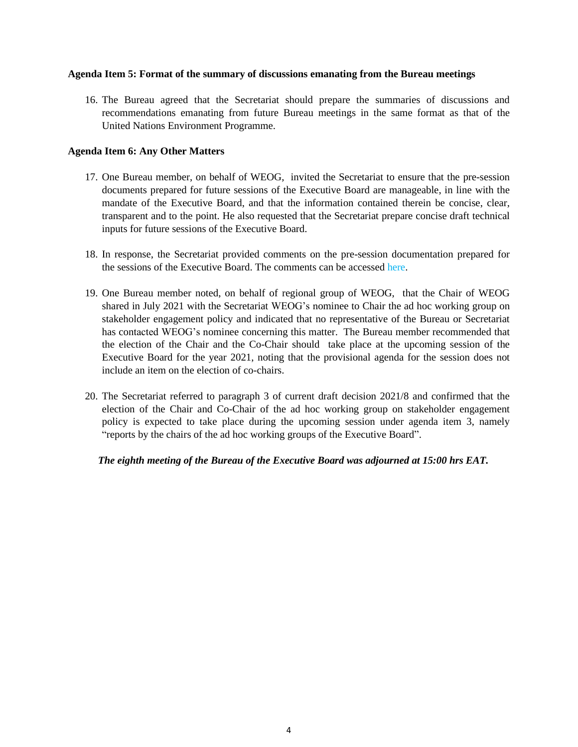**Agenda Item 5: Format of the summary of discussions emanating from the Bureau meetings**

16. The Bureau agreed that the Secretariat should prepare the summaries of discussions and recommendations emanating from future Bureau meetings in the same format as that of the United Nations Environment Programme.

**Agenda Item 6: Any Other Matters**

17. One Bureau member, on behalf of WEOG, invited the Secretariat to ensure that the pre-session documents prepared for future sessions of the Executive Board are manageable, in line with the mandate of the Executive Board, and that the information contained therein be concise, clear, transparent and to the point. He also requested that the Secretariat prepare concise draft technical inputs for future sessions of the Executive Board.

18. In response, the Secretariat provided comments on the pre-session documentation prepared for the sessions of the Executive Board. The comments can be accessed here.

19. One Bureau member noted, on behalf of regional group of WEOG, that the Chair of WEOG shared in July 2021 with the Secretariat WEOG's nominee to Chair the ad hoc working group on stakeholder engagement policy and indicated that no representative of the Bureau or Secretariat has contacted WEOG's nominee concerning this matter. The Bureau member recommended that the election of the Chair and the Co-Chair should take place at the upcoming session of the Executive Board for the year 2021, noting that the provisional agenda for the session does not include an item on the election of co-chairs.

20. The Secretariat referred to paragraph 3 of current draft decision 2021/8 and confirmed that the election of the Chair and Co-Chair of the ad hoc working group on stakeholder engagement policy is expected to take place during the upcoming session under agenda item 3, namely "reports by the chairs of the ad hoc working groups of the Executive Board".

***The eighth meeting of the Bureau of the Executive Board was adjourned at 15:00 hrs EAT.***